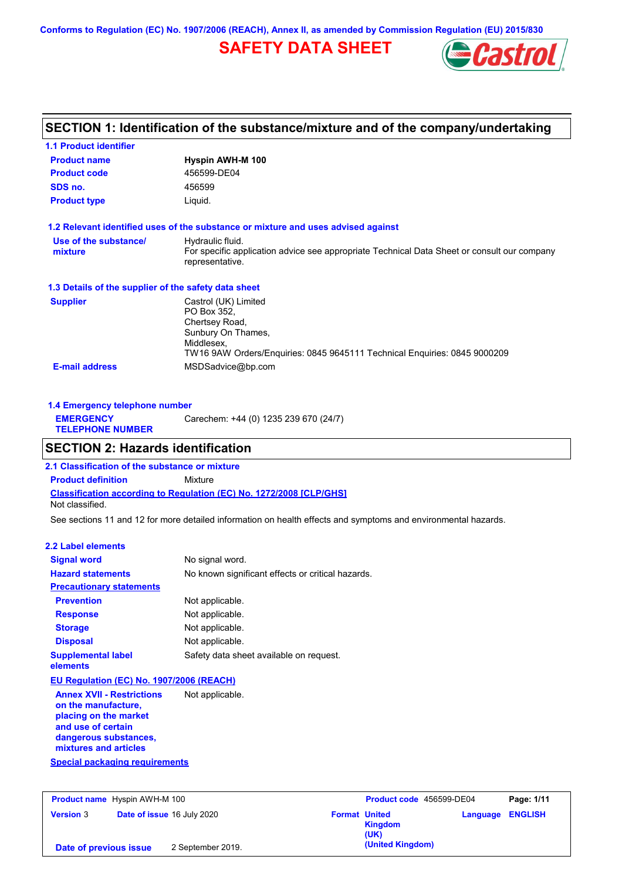Conforms to Regulation (EC) No. 1907/2006 (REACH), Annex II, as amended by Commission Regulation (EU) 2015/830

# SAFETY DATA SHEET

## SECTION 1: Identification of the substance/mixture and of the company/undertaking

### 1.1 Product identifier

**Product name** Hyspin AWH-M 100
**Product code** 456599-DE04
**SDS no.** 456599
**Product type** Liquid.

### 1.2 Relevant identified uses of the substance or mixture and uses advised against

**Use of the substance/mixture** Hydraulic fluid.
For specific application advice see appropriate Technical Data Sheet or consult our company representative.

### 1.3 Details of the supplier of the safety data sheet

**Supplier** Castrol (UK) Limited
PO Box 352,
Chertsey Road,
Sunbury On Thames,
Middlesex,
TW16 9AW Orders/Enquiries: 0845 9645111 Technical Enquiries: 0845 9000209

**E-mail address** MSDSadvice@bp.com

### 1.4 Emergency telephone number

**EMERGENCY TELEPHONE NUMBER** Carechem: +44 (0) 1235 239 670 (24/7)

## SECTION 2: Hazards identification

### 2.1 Classification of the substance or mixture

**Product definition** Mixture

**Classification according to Regulation (EC) No. 1272/2008 [CLP/GHS]**
Not classified.

See sections 11 and 12 for more detailed information on health effects and symptoms and environmental hazards.

### 2.2 Label elements

**Signal word** No signal word.
**Hazard statements** No known significant effects or critical hazards.

**Precautionary statements**
**Prevention** Not applicable.
**Response** Not applicable.
**Storage** Not applicable.
**Disposal** Not applicable.

**Supplemental label elements** Safety data sheet available on request.

**EU Regulation (EC) No. 1907/2006 (REACH)**
**Annex XVII - Restrictions on the manufacture, placing on the market and use of certain dangerous substances, mixtures and articles** Not applicable.

**Special packaging requirements**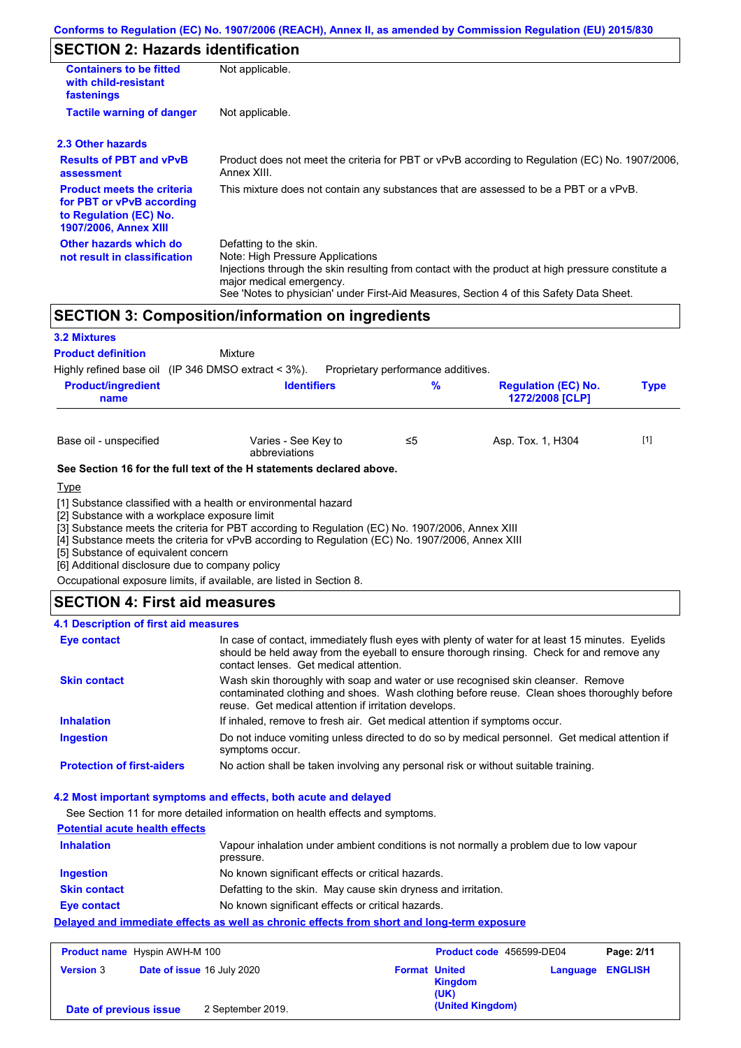## SECTION 2: Hazards identification

| | |
|---|---|
| **Containers to be fitted with child-resistant fastenings** | Not applicable. |
| **Tactile warning of danger** | Not applicable. |

### 2.3 Other hazards

| | |
|---|---|
| **Results of PBT and vPvB assessment** | Product does not meet the criteria for PBT or vPvB according to Regulation (EC) No. 1907/2006, Annex XIII. |
| **Product meets the criteria for PBT or vPvB according to Regulation (EC) No. 1907/2006, Annex XIII** | This mixture does not contain any substances that are assessed to be a PBT or a vPvB. |
| **Other hazards which do not result in classification** | Defatting to the skin.<br>Note: High Pressure Applications<br>Injections through the skin resulting from contact with the product at high pressure constitute a major medical emergency.<br>See 'Notes to physician' under First-Aid Measures, Section 4 of this Safety Data Sheet. |

## SECTION 3: Composition/information on ingredients

### 3.2 Mixtures

**Product definition** Mixture

Highly refined base oil (IP 346 DMSO extract < 3%). Proprietary performance additives.

| Product/ingredient name | Identifiers | % | Regulation (EC) No. 1272/2008 [CLP] | Type |
|---|---|---|---|---|
| Base oil - unspecified | Varies - See Key to abbreviations | ≤5 | Asp. Tox. 1, H304 | [1] |

**See Section 16 for the full text of the H statements declared above.**

Type

[1] Substance classified with a health or environmental hazard
[2] Substance with a workplace exposure limit
[3] Substance meets the criteria for PBT according to Regulation (EC) No. 1907/2006, Annex XIII
[4] Substance meets the criteria for vPvB according to Regulation (EC) No. 1907/2006, Annex XIII
[5] Substance of equivalent concern
[6] Additional disclosure due to company policy

Occupational exposure limits, if available, are listed in Section 8.

## SECTION 4: First aid measures

### 4.1 Description of first aid measures

| | |
|---|---|
| **Eye contact** | In case of contact, immediately flush eyes with plenty of water for at least 15 minutes. Eyelids should be held away from the eyeball to ensure thorough rinsing. Check for and remove any contact lenses. Get medical attention. |
| **Skin contact** | Wash skin thoroughly with soap and water or use recognised skin cleanser. Remove contaminated clothing and shoes. Wash clothing before reuse. Clean shoes thoroughly before reuse. Get medical attention if irritation develops. |
| **Inhalation** | If inhaled, remove to fresh air. Get medical attention if symptoms occur. |
| **Ingestion** | Do not induce vomiting unless directed to do so by medical personnel. Get medical attention if symptoms occur. |
| **Protection of first-aiders** | No action shall be taken involving any personal risk or without suitable training. |

### 4.2 Most important symptoms and effects, both acute and delayed

See Section 11 for more detailed information on health effects and symptoms.

**Potential acute health effects**

| | |
|---|---|
| **Inhalation** | Vapour inhalation under ambient conditions is not normally a problem due to low vapour pressure. |
| **Ingestion** | No known significant effects or critical hazards. |
| **Skin contact** | Defatting to the skin. May cause skin dryness and irritation. |
| **Eye contact** | No known significant effects or critical hazards. |

**Delayed and immediate effects as well as chronic effects from short and long-term exposure**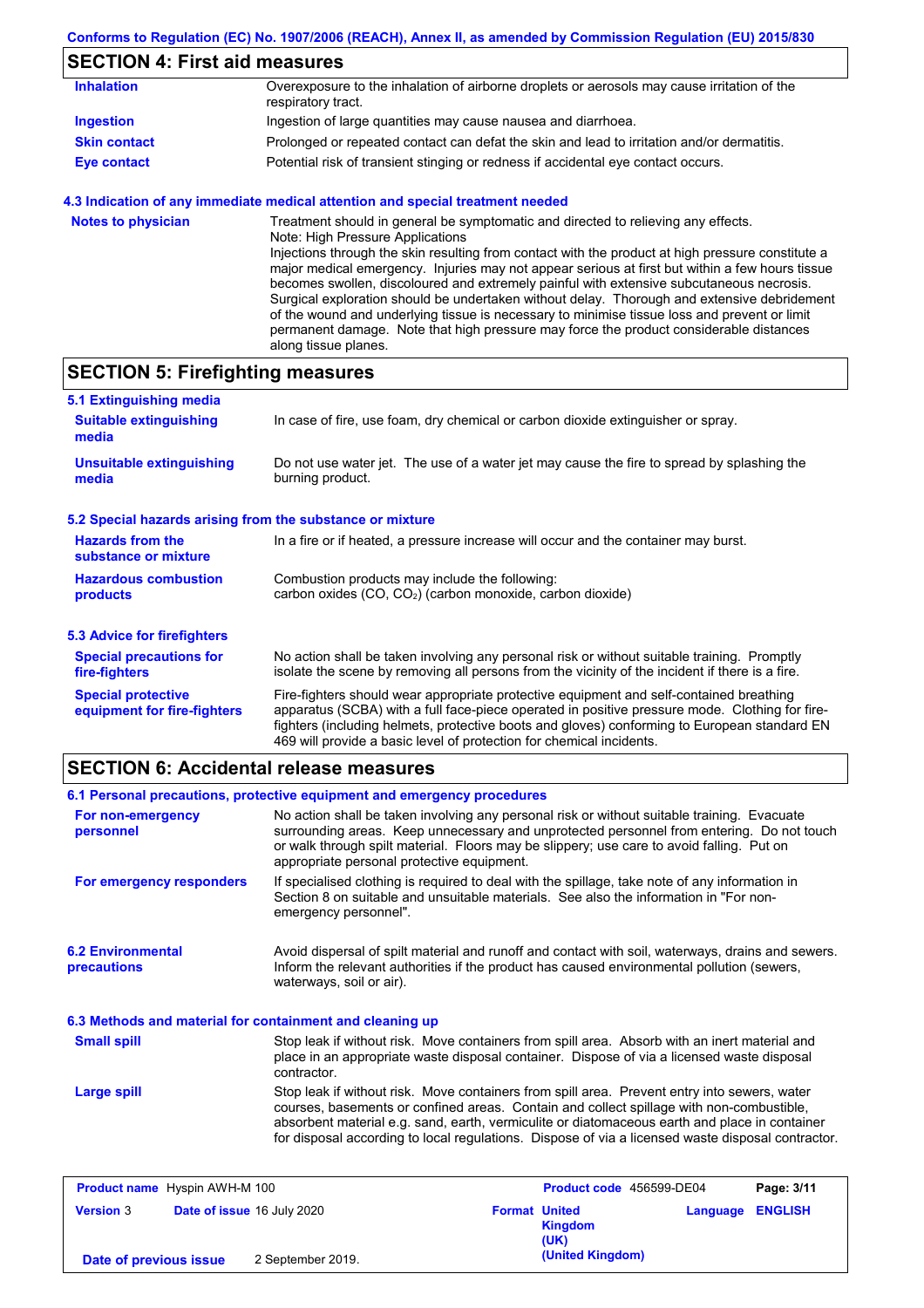## SECTION 4: First aid measures

| | |
|---|---|
| **Inhalation** | Overexposure to the inhalation of airborne droplets or aerosols may cause irritation of the respiratory tract. |
| **Ingestion** | Ingestion of large quantities may cause nausea and diarrhoea. |
| **Skin contact** | Prolonged or repeated contact can defat the skin and lead to irritation and/or dermatitis. |
| **Eye contact** | Potential risk of transient stinging or redness if accidental eye contact occurs. |

### 4.3 Indication of any immediate medical attention and special treatment needed

| | |
|---|---|
| **Notes to physician** | Treatment should in general be symptomatic and directed to relieving any effects. Note: High Pressure Applications Injections through the skin resulting from contact with the product at high pressure constitute a major medical emergency. Injuries may not appear serious at first but within a few hours tissue becomes swollen, discoloured and extremely painful with extensive subcutaneous necrosis. Surgical exploration should be undertaken without delay. Thorough and extensive debridement of the wound and underlying tissue is necessary to minimise tissue loss and prevent or limit permanent damage. Note that high pressure may force the product considerable distances along tissue planes. |

## SECTION 5: Firefighting measures

### 5.1 Extinguishing media

| | |
|---|---|
| **Suitable extinguishing media** | In case of fire, use foam, dry chemical or carbon dioxide extinguisher or spray. |
| **Unsuitable extinguishing media** | Do not use water jet. The use of a water jet may cause the fire to spread by splashing the burning product. |

### 5.2 Special hazards arising from the substance or mixture

| | |
|---|---|
| **Hazards from the substance or mixture** | In a fire or if heated, a pressure increase will occur and the container may burst. |
| **Hazardous combustion products** | Combustion products may include the following: carbon oxides (CO, $CO_2$) (carbon monoxide, carbon dioxide) |

### 5.3 Advice for firefighters

| | |
|---|---|
| **Special precautions for fire-fighters** | No action shall be taken involving any personal risk or without suitable training. Promptly isolate the scene by removing all persons from the vicinity of the incident if there is a fire. |
| **Special protective equipment for fire-fighters** | Fire-fighters should wear appropriate protective equipment and self-contained breathing apparatus (SCBA) with a full face-piece operated in positive pressure mode. Clothing for fire-fighters (including helmets, protective boots and gloves) conforming to European standard EN 469 will provide a basic level of protection for chemical incidents. |

## SECTION 6: Accidental release measures

### 6.1 Personal precautions, protective equipment and emergency procedures

| | |
|---|---|
| **For non-emergency personnel** | No action shall be taken involving any personal risk or without suitable training. Evacuate surrounding areas. Keep unnecessary and unprotected personnel from entering. Do not touch or walk through spilt material. Floors may be slippery; use care to avoid falling. Put on appropriate personal protective equipment. |
| **For emergency responders** | If specialised clothing is required to deal with the spillage, take note of any information in Section 8 on suitable and unsuitable materials. See also the information in "For non-emergency personnel". |

| | |
|---|---|
| **6.2 Environmental precautions** | Avoid dispersal of spilt material and runoff and contact with soil, waterways, drains and sewers. Inform the relevant authorities if the product has caused environmental pollution (sewers, waterways, soil or air). |

### 6.3 Methods and material for containment and cleaning up

| | |
|---|---|
| **Small spill** | Stop leak if without risk. Move containers from spill area. Absorb with an inert material and place in an appropriate waste disposal container. Dispose of via a licensed waste disposal contractor. |
| **Large spill** | Stop leak if without risk. Move containers from spill area. Prevent entry into sewers, water courses, basements or confined areas. Contain and collect spillage with non-combustible, absorbent material e.g. sand, earth, vermiculite or diatomaceous earth and place in container for disposal according to local regulations. Dispose of via a licensed waste disposal contractor. |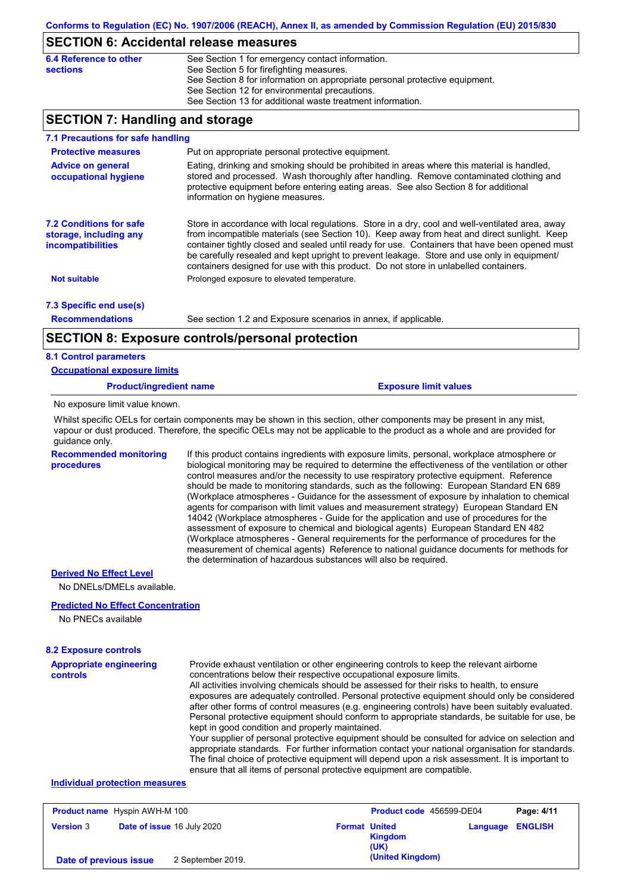## SECTION 6: Accidental release measures

**6.4 Reference to other sections**

See Section 1 for emergency contact information.
See Section 5 for firefighting measures.
See Section 8 for information on appropriate personal protective equipment.
See Section 12 for environmental precautions.
See Section 13 for additional waste treatment information.

## SECTION 7: Handling and storage

### 7.1 Precautions for safe handling

**Protective measures**

Put on appropriate personal protective equipment.

**Advice on general occupational hygiene**

Eating, drinking and smoking should be prohibited in areas where this material is handled, stored and processed. Wash thoroughly after handling. Remove contaminated clothing and protective equipment before entering eating areas. See also Section 8 for additional information on hygiene measures.

### 7.2 Conditions for safe storage, including any incompatibilities

Store in accordance with local regulations. Store in a dry, cool and well-ventilated area, away from incompatible materials (see Section 10). Keep away from heat and direct sunlight. Keep container tightly closed and sealed until ready for use. Containers that have been opened must be carefully resealed and kept upright to prevent leakage. Store and use only in equipment/ containers designed for use with this product. Do not store in unlabelled containers.

**Not suitable**

Prolonged exposure to elevated temperature.

### 7.3 Specific end use(s)

**Recommendations**

See section 1.2 and Exposure scenarios in annex, if applicable.

## SECTION 8: Exposure controls/personal protection

### 8.1 Control parameters

**Occupational exposure limits**

| Product/ingredient name | Exposure limit values |
|---|---|

No exposure limit value known.

Whilst specific OELs for certain components may be shown in this section, other components may be present in any mist, vapour or dust produced. Therefore, the specific OELs may not be applicable to the product as a whole and are provided for guidance only.

**Recommended monitoring procedures**

If this product contains ingredients with exposure limits, personal, workplace atmosphere or biological monitoring may be required to determine the effectiveness of the ventilation or other control measures and/or the necessity to use respiratory protective equipment. Reference should be made to monitoring standards, such as the following: European Standard EN 689 (Workplace atmospheres - Guidance for the assessment of exposure by inhalation to chemical agents for comparison with limit values and measurement strategy) European Standard EN 14042 (Workplace atmospheres - Guide for the application and use of procedures for the assessment of exposure to chemical and biological agents) European Standard EN 482 (Workplace atmospheres - General requirements for the performance of procedures for the measurement of chemical agents) Reference to national guidance documents for methods for the determination of hazardous substances will also be required.

**Derived No Effect Level**

No DNELs/DMELs available.

**Predicted No Effect Concentration**

No PNECs available

### 8.2 Exposure controls

**Appropriate engineering controls**

Provide exhaust ventilation or other engineering controls to keep the relevant airborne concentrations below their respective occupational exposure limits.
All activities involving chemicals should be assessed for their risks to health, to ensure exposures are adequately controlled. Personal protective equipment should only be considered after other forms of control measures (e.g. engineering controls) have been suitably evaluated. Personal protective equipment should conform to appropriate standards, be suitable for use, be kept in good condition and properly maintained.
Your supplier of personal protective equipment should be consulted for advice on selection and appropriate standards. For further information contact your national organisation for standards. The final choice of protective equipment will depend upon a risk assessment. It is important to ensure that all items of personal protective equipment are compatible.

**Individual protection measures**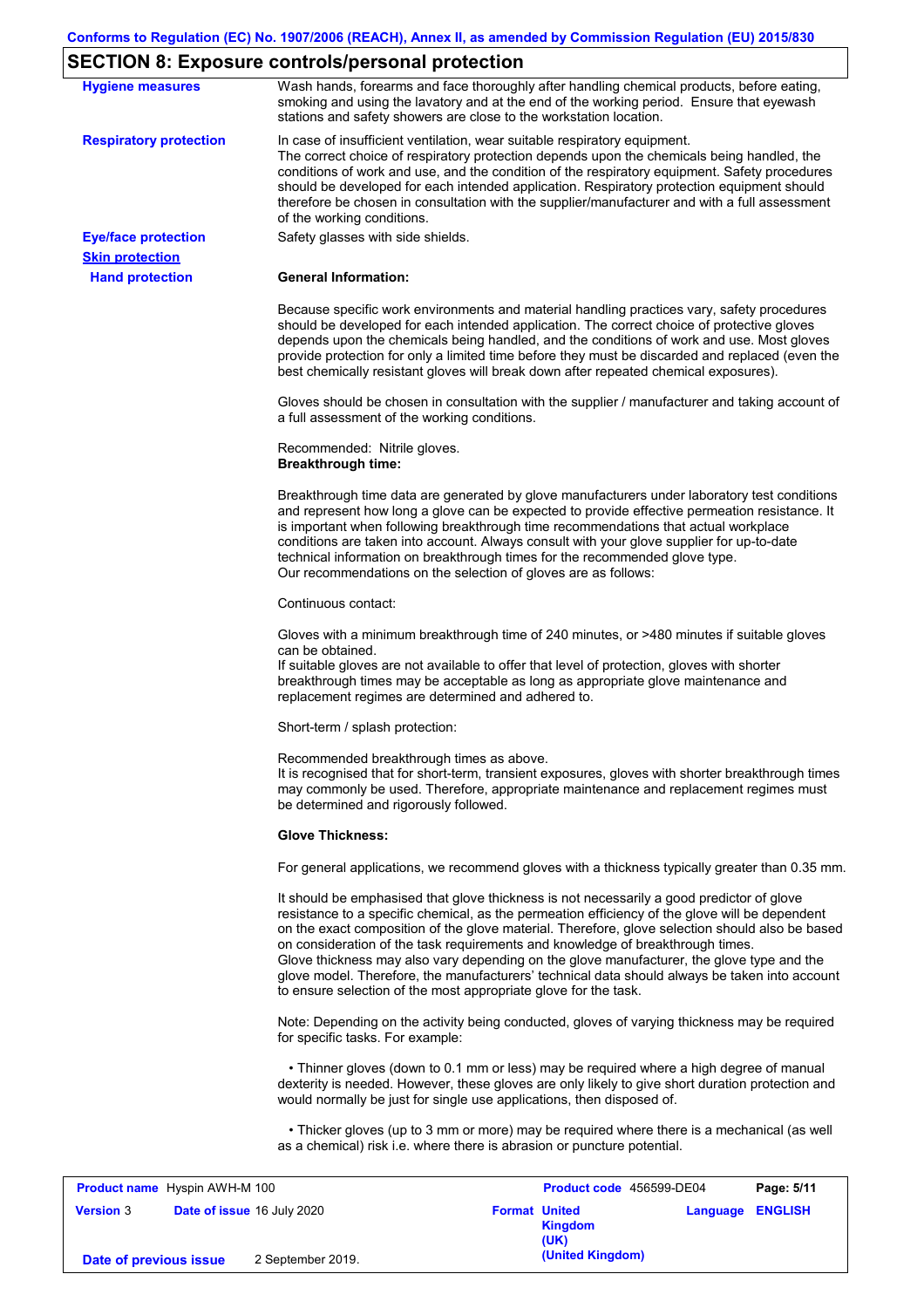## SECTION 8: Exposure controls/personal protection

**Hygiene measures**

Wash hands, forearms and face thoroughly after handling chemical products, before eating, smoking and using the lavatory and at the end of the working period. Ensure that eyewash stations and safety showers are close to the workstation location.

**Respiratory protection**

In case of insufficient ventilation, wear suitable respiratory equipment.
The correct choice of respiratory protection depends upon the chemicals being handled, the conditions of work and use, and the condition of the respiratory equipment. Safety procedures should be developed for each intended application. Respiratory protection equipment should therefore be chosen in consultation with the supplier/manufacturer and with a full assessment of the working conditions.

**Eye/face protection**

Safety glasses with side shields.

**Skin protection**

**Hand protection**

**General Information:**

Because specific work environments and material handling practices vary, safety procedures should be developed for each intended application. The correct choice of protective gloves depends upon the chemicals being handled, and the conditions of work and use. Most gloves provide protection for only a limited time before they must be discarded and replaced (even the best chemically resistant gloves will break down after repeated chemical exposures).

Gloves should be chosen in consultation with the supplier / manufacturer and taking account of a full assessment of the working conditions.

Recommended: Nitrile gloves.
**Breakthrough time:**

Breakthrough time data are generated by glove manufacturers under laboratory test conditions and represent how long a glove can be expected to provide effective permeation resistance. It is important when following breakthrough time recommendations that actual workplace conditions are taken into account. Always consult with your glove supplier for up-to-date technical information on breakthrough times for the recommended glove type.
Our recommendations on the selection of gloves are as follows:

Continuous contact:

Gloves with a minimum breakthrough time of 240 minutes, or >480 minutes if suitable gloves can be obtained.
If suitable gloves are not available to offer that level of protection, gloves with shorter breakthrough times may be acceptable as long as appropriate glove maintenance and replacement regimes are determined and adhered to.

Short-term / splash protection:

Recommended breakthrough times as above.
It is recognised that for short-term, transient exposures, gloves with shorter breakthrough times may commonly be used. Therefore, appropriate maintenance and replacement regimes must be determined and rigorously followed.

**Glove Thickness:**

For general applications, we recommend gloves with a thickness typically greater than 0.35 mm.

It should be emphasised that glove thickness is not necessarily a good predictor of glove resistance to a specific chemical, as the permeation efficiency of the glove will be dependent on the exact composition of the glove material. Therefore, glove selection should also be based on consideration of the task requirements and knowledge of breakthrough times.
Glove thickness may also vary depending on the glove manufacturer, the glove type and the glove model. Therefore, the manufacturers' technical data should always be taken into account to ensure selection of the most appropriate glove for the task.

Note: Depending on the activity being conducted, gloves of varying thickness may be required for specific tasks. For example:

- Thinner gloves (down to 0.1 mm or less) may be required where a high degree of manual dexterity is needed. However, these gloves are only likely to give short duration protection and would normally be just for single use applications, then disposed of.

- Thicker gloves (up to 3 mm or more) may be required where there is a mechanical (as well as a chemical) risk i.e. where there is abrasion or puncture potential.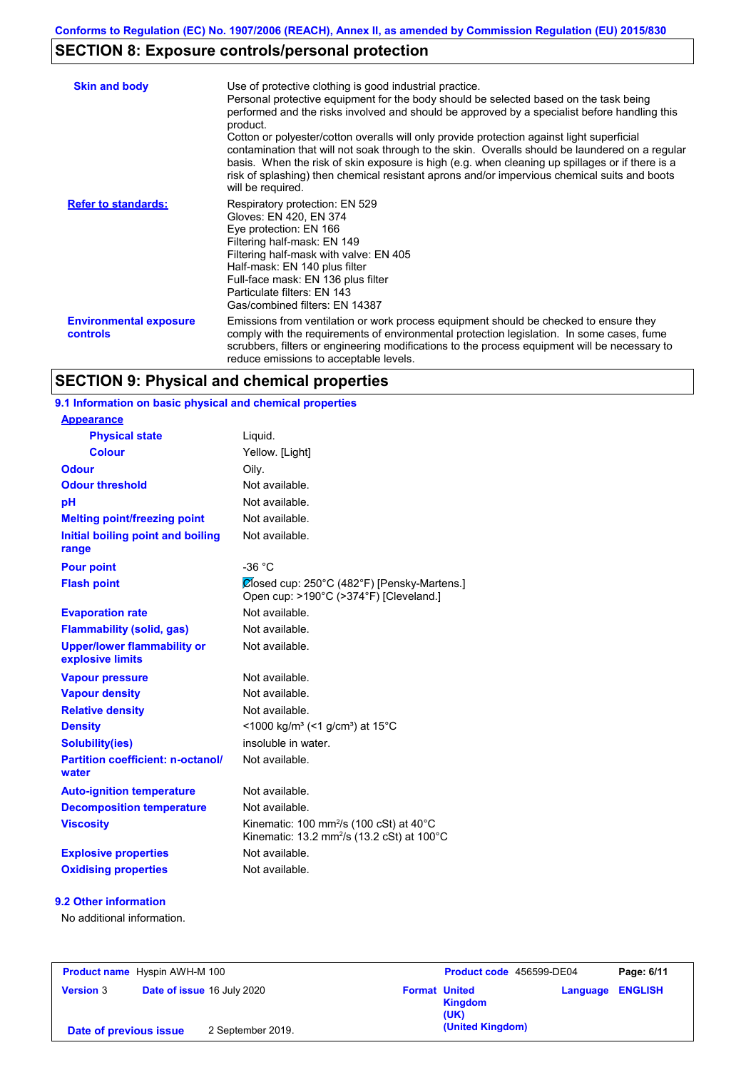Conforms to Regulation (EC) No. 1907/2006 (REACH), Annex II, as amended by Commission Regulation (EU) 2015/830

## SECTION 8: Exposure controls/personal protection

| | |
|---|---|
| **Skin and body** | Use of protective clothing is good industrial practice. Personal protective equipment for the body should be selected based on the task being performed and the risks involved and should be approved by a specialist before handling this product. Cotton or polyester/cotton overalls will only provide protection against light superficial contamination that will not soak through to the skin. Overalls should be laundered on a regular basis. When the risk of skin exposure is high (e.g. when cleaning up spillages or if there is a risk of splashing) then chemical resistant aprons and/or impervious chemical suits and boots will be required. |
| **Refer to standards:** | Respiratory protection: EN 529<br>Gloves: EN 420, EN 374<br>Eye protection: EN 166<br>Filtering half-mask: EN 149<br>Filtering half-mask with valve: EN 405<br>Half-mask: EN 140 plus filter<br>Full-face mask: EN 136 plus filter<br>Particulate filters: EN 143<br>Gas/combined filters: EN 14387 |
| **Environmental exposure controls** | Emissions from ventilation or work process equipment should be checked to ensure they comply with the requirements of environmental protection legislation. In some cases, fume scrubbers, filters or engineering modifications to the process equipment will be necessary to reduce emissions to acceptable levels. |

## SECTION 9: Physical and chemical properties

### 9.1 Information on basic physical and chemical properties

| | |
|---|---|
| **Appearance** | |
| **Physical state** | Liquid. |
| **Colour** | Yellow. [Light] |
| **Odour** | Oily. |
| **Odour threshold** | Not available. |
| **pH** | Not available. |
| **Melting point/freezing point** | Not available. |
| **Initial boiling point and boiling range** | Not available. |
| **Pour point** | -36 °C |
| **Flash point** | Closed cup: 250°C (482°F) [Pensky-Martens.]<br>Open cup: >190°C (>374°F) [Cleveland.] |
| **Evaporation rate** | Not available. |
| **Flammability (solid, gas)** | Not available. |
| **Upper/lower flammability or explosive limits** | Not available. |
| **Vapour pressure** | Not available. |
| **Vapour density** | Not available. |
| **Relative density** | Not available. |
| **Density** | <1000 kg/m³ (<1 g/cm³) at 15°C |
| **Solubility(ies)** | insoluble in water. |
| **Partition coefficient: n-octanol/water** | Not available. |
| **Auto-ignition temperature** | Not available. |
| **Decomposition temperature** | Not available. |
| **Viscosity** | Kinematic: 100 mm²/s (100 cSt) at 40°C<br>Kinematic: 13.2 mm²/s (13.2 cSt) at 100°C |
| **Explosive properties** | Not available. |
| **Oxidising properties** | Not available. |

### 9.2 Other information

No additional information.

| | | | |
|---|---|---|---|
| **Product name** Hyspin AWH-M 100 | | **Product code** 456599-DE04 | **Page: 6/11** |
| **Version** 3 | **Date of issue** 16 July 2020 | **Format** United Kingdom (UK) (United Kingdom) | **Language** ENGLISH |
| **Date of previous issue** | 2 September 2019. | | |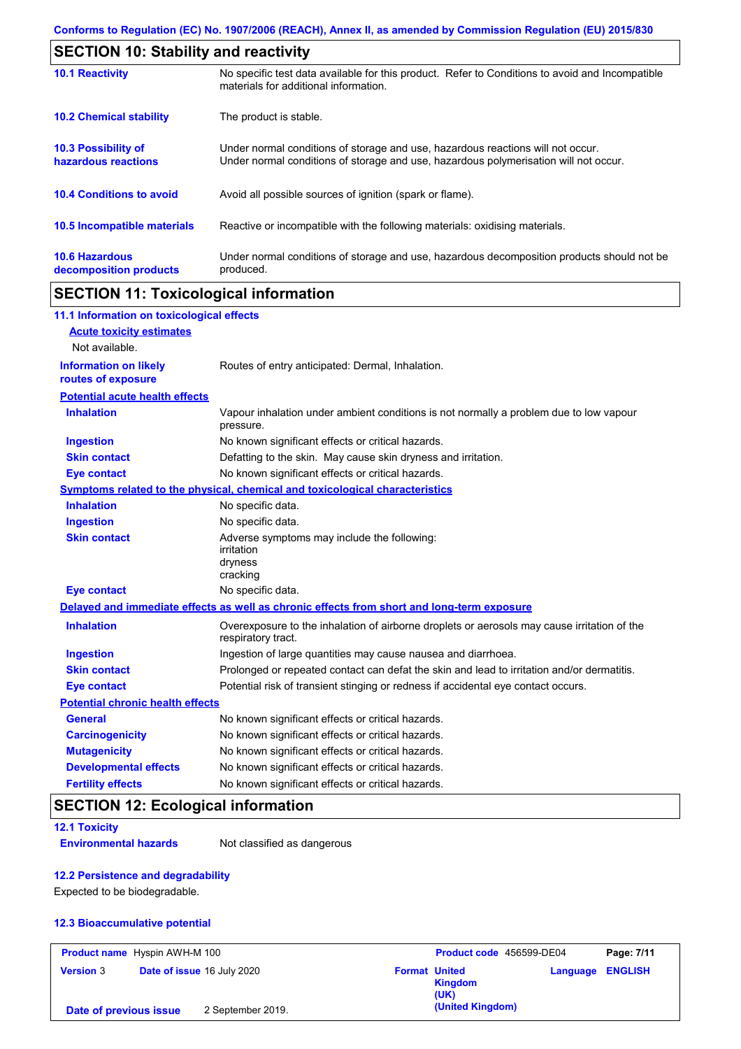Conforms to Regulation (EC) No. 1907/2006 (REACH), Annex II, as amended by Commission Regulation (EU) 2015/830

## SECTION 10: Stability and reactivity

| | |
|---|---|
| **10.1 Reactivity** | No specific test data available for this product. Refer to Conditions to avoid and Incompatible materials for additional information. |
| **10.2 Chemical stability** | The product is stable. |
| **10.3 Possibility of hazardous reactions** | Under normal conditions of storage and use, hazardous reactions will not occur. Under normal conditions of storage and use, hazardous polymerisation will not occur. |
| **10.4 Conditions to avoid** | Avoid all possible sources of ignition (spark or flame). |
| **10.5 Incompatible materials** | Reactive or incompatible with the following materials: oxidising materials. |
| **10.6 Hazardous decomposition products** | Under normal conditions of storage and use, hazardous decomposition products should not be produced. |

## SECTION 11: Toxicological information

### 11.1 Information on toxicological effects

**Acute toxicity estimates**

Not available.

**Information on likely routes of exposure**: Routes of entry anticipated: Dermal, Inhalation.

**Potential acute health effects**

| | |
|---|---|
| **Inhalation** | Vapour inhalation under ambient conditions is not normally a problem due to low vapour pressure. |
| **Ingestion** | No known significant effects or critical hazards. |
| **Skin contact** | Defatting to the skin. May cause skin dryness and irritation. |
| **Eye contact** | No known significant effects or critical hazards. |

**Symptoms related to the physical, chemical and toxicological characteristics**

| | |
|---|---|
| **Inhalation** | No specific data. |
| **Ingestion** | No specific data. |
| **Skin contact** | Adverse symptoms may include the following: irritation dryness cracking |
| **Eye contact** | No specific data. |

**Delayed and immediate effects as well as chronic effects from short and long-term exposure**

| | |
|---|---|
| **Inhalation** | Overexposure to the inhalation of airborne droplets or aerosols may cause irritation of the respiratory tract. |
| **Ingestion** | Ingestion of large quantities may cause nausea and diarrhoea. |
| **Skin contact** | Prolonged or repeated contact can defat the skin and lead to irritation and/or dermatitis. |
| **Eye contact** | Potential risk of transient stinging or redness if accidental eye contact occurs. |

**Potential chronic health effects**

| | |
|---|---|
| **General** | No known significant effects or critical hazards. |
| **Carcinogenicity** | No known significant effects or critical hazards. |
| **Mutagenicity** | No known significant effects or critical hazards. |
| **Developmental effects** | No known significant effects or critical hazards. |
| **Fertility effects** | No known significant effects or critical hazards. |

## SECTION 12: Ecological information

### 12.1 Toxicity

**Environmental hazards**: Not classified as dangerous

### 12.2 Persistence and degradability

Expected to be biodegradable.

### 12.3 Bioaccumulative potential

| **Product name** Hyspin AWH-M 100 | | **Product code** 456599-DE04 | **Page:** 7/11 |
|---|---|---|---|
| **Version** 3 | **Date of issue** 16 July 2020 | **Format** United Kingdom (UK) (United Kingdom) | **Language** ENGLISH |
| **Date of previous issue** | 2 September 2019. | | |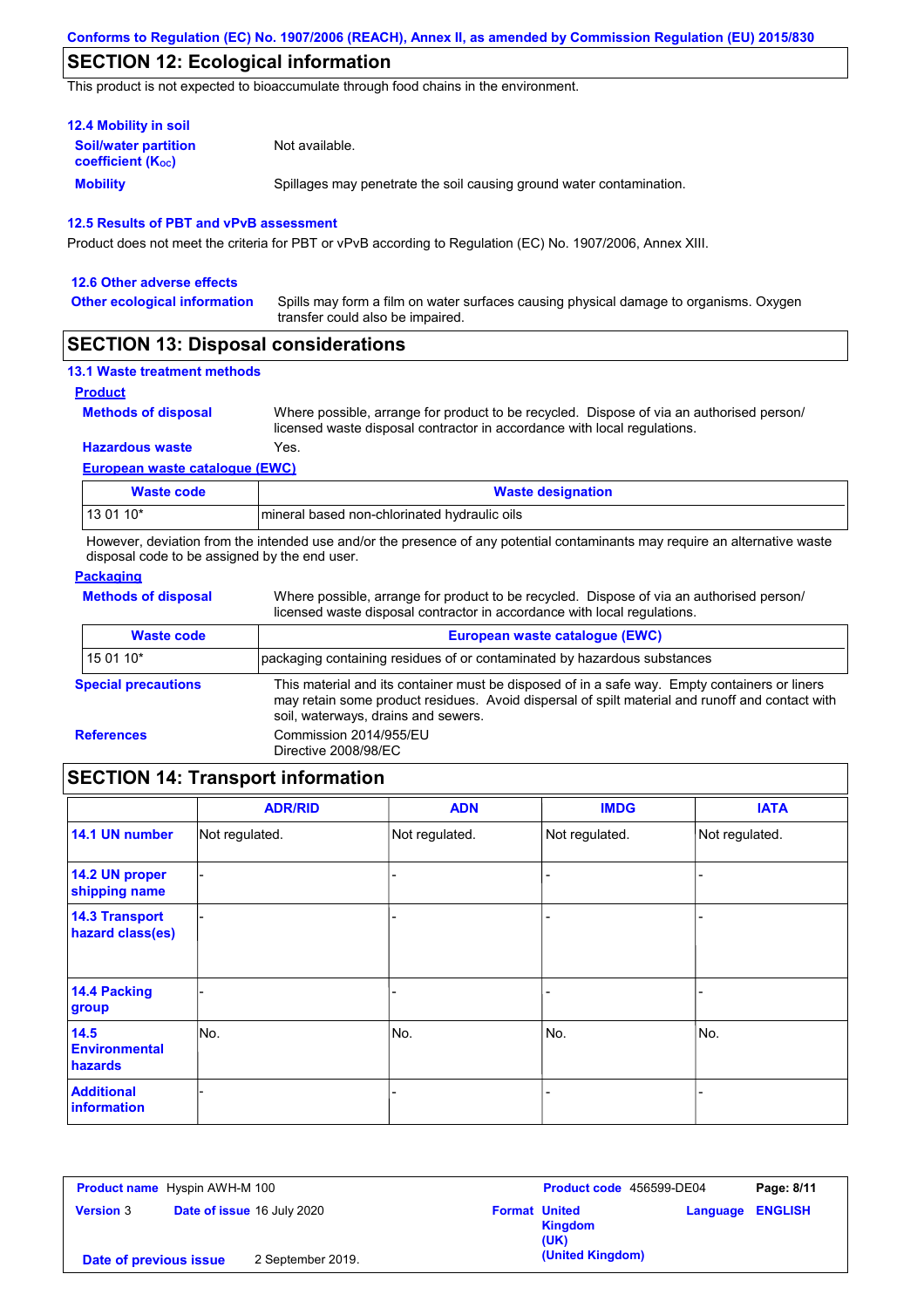## SECTION 12: Ecological information

This product is not expected to bioaccumulate through food chains in the environment.

### 12.4 Mobility in soil

**Soil/water partition coefficient ($K_{OC}$)** Not available.

**Mobility** Spillages may penetrate the soil causing ground water contamination.

### 12.5 Results of PBT and vPvB assessment

Product does not meet the criteria for PBT or vPvB according to Regulation (EC) No. 1907/2006, Annex XIII.

### 12.6 Other adverse effects

**Other ecological information** Spills may form a film on water surfaces causing physical damage to organisms. Oxygen transfer could also be impaired.

## SECTION 13: Disposal considerations

### 13.1 Waste treatment methods

**Product**

**Methods of disposal** Where possible, arrange for product to be recycled. Dispose of via an authorised person/ licensed waste disposal contractor in accordance with local regulations.

**Hazardous waste** Yes.

**European waste catalogue (EWC)**

| Waste code | Waste designation |
|---|---|
| 13 01 10* | mineral based non-chlorinated hydraulic oils |

However, deviation from the intended use and/or the presence of any potential contaminants may require an alternative waste disposal code to be assigned by the end user.

**Packaging**

**Methods of disposal** Where possible, arrange for product to be recycled. Dispose of via an authorised person/ licensed waste disposal contractor in accordance with local regulations.

| Waste code | European waste catalogue (EWC) |
|---|---|
| 15 01 10* | packaging containing residues of or contaminated by hazardous substances |

**Special precautions** This material and its container must be disposed of in a safe way. Empty containers or liners may retain some product residues. Avoid dispersal of spilt material and runoff and contact with soil, waterways, drains and sewers.

**References** Commission 2014/955/EU
Directive 2008/98/EC

## SECTION 14: Transport information

| | ADR/RID | ADN | IMDG | IATA |
|---|---|---|---|---|
| 14.1 UN number | Not regulated. | Not regulated. | Not regulated. | Not regulated. |
| 14.2 UN proper shipping name | - | - | - | - |
| 14.3 Transport hazard class(es) | - | - | - | - |
| 14.4 Packing group | - | - | - | - |
| 14.5 Environmental hazards | No. | No. | No. | No. |
| Additional information | - | - | - | - |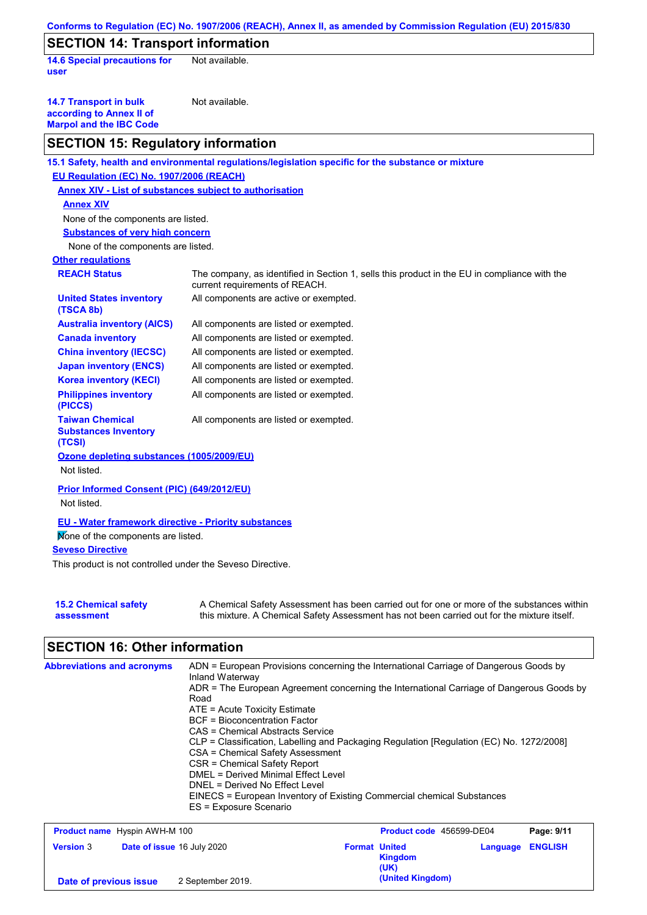Conforms to Regulation (EC) No. 1907/2006 (REACH), Annex II, as amended by Commission Regulation (EU) 2015/830

## SECTION 14: Transport information

**14.6 Special precautions for user**: Not available.

**14.7 Transport in bulk according to Annex II of Marpol and the IBC Code**: Not available.

## SECTION 15: Regulatory information

**15.1 Safety, health and environmental regulations/legislation specific for the substance or mixture**

**EU Regulation (EC) No. 1907/2006 (REACH)**

**Annex XIV - List of substances subject to authorisation**

**Annex XIV**

None of the components are listed.

**Substances of very high concern**

None of the components are listed.

**Other regulations**

| | |
|---|---|
| **REACH Status** | The company, as identified in Section 1, sells this product in the EU in compliance with the current requirements of REACH. |
| **United States inventory (TSCA 8b)** | All components are active or exempted. |
| **Australia inventory (AICS)** | All components are listed or exempted. |
| **Canada inventory** | All components are listed or exempted. |
| **China inventory (IECSC)** | All components are listed or exempted. |
| **Japan inventory (ENCS)** | All components are listed or exempted. |
| **Korea inventory (KECI)** | All components are listed or exempted. |
| **Philippines inventory (PICCS)** | All components are listed or exempted. |
| **Taiwan Chemical Substances Inventory (TCSI)** | All components are listed or exempted. |

**Ozone depleting substances (1005/2009/EU)**

Not listed.

**Prior Informed Consent (PIC) (649/2012/EU)**

Not listed.

**EU - Water framework directive - Priority substances**

None of the components are listed.

**Seveso Directive**

This product is not controlled under the Seveso Directive.

**15.2 Chemical safety assessment**: A Chemical Safety Assessment has been carried out for one or more of the substances within this mixture. A Chemical Safety Assessment has not been carried out for the mixture itself.

## SECTION 16: Other information

**Abbreviations and acronyms**

ADN = European Provisions concerning the International Carriage of Dangerous Goods by Inland Waterway
ADR = The European Agreement concerning the International Carriage of Dangerous Goods by Road
ATE = Acute Toxicity Estimate
BCF = Bioconcentration Factor
CAS = Chemical Abstracts Service
CLP = Classification, Labelling and Packaging Regulation [Regulation (EC) No. 1272/2008]
CSA = Chemical Safety Assessment
CSR = Chemical Safety Report
DMEL = Derived Minimal Effect Level
DNEL = Derived No Effect Level
EINECS = European Inventory of Existing Commercial chemical Substances
ES = Exposure Scenario

| | | | |
|---|---|---|---|
| **Product name** Hyspin AWH-M 100 | | **Product code** 456599-DE04 | |
| **Version** 3 | **Date of issue** 16 July 2020 | **Format** United Kingdom (UK) (United Kingdom) | **Language** ENGLISH |
| **Date of previous issue** | 2 September 2019. | | |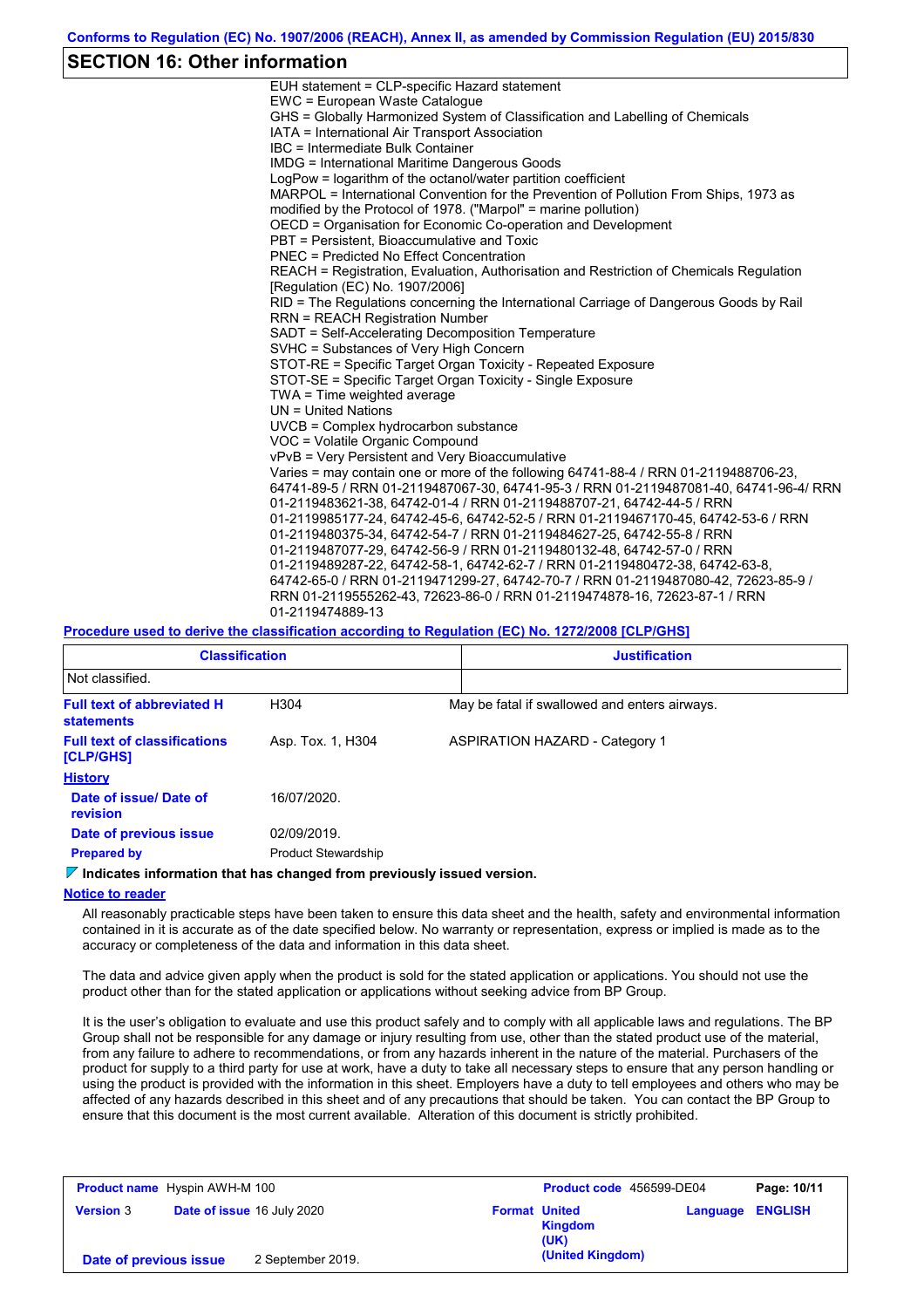## SECTION 16: Other information

EUH statement = CLP-specific Hazard statement
EWC = European Waste Catalogue
GHS = Globally Harmonized System of Classification and Labelling of Chemicals
IATA = International Air Transport Association
IBC = Intermediate Bulk Container
IMDG = International Maritime Dangerous Goods
LogPow = logarithm of the octanol/water partition coefficient
MARPOL = International Convention for the Prevention of Pollution From Ships, 1973 as modified by the Protocol of 1978. ("Marpol" = marine pollution)
OECD = Organisation for Economic Co-operation and Development
PBT = Persistent, Bioaccumulative and Toxic
PNEC = Predicted No Effect Concentration
REACH = Registration, Evaluation, Authorisation and Restriction of Chemicals Regulation [Regulation (EC) No. 1907/2006]
RID = The Regulations concerning the International Carriage of Dangerous Goods by Rail
RRN = REACH Registration Number
SADT = Self-Accelerating Decomposition Temperature
SVHC = Substances of Very High Concern
STOT-RE = Specific Target Organ Toxicity - Repeated Exposure
STOT-SE = Specific Target Organ Toxicity - Single Exposure
TWA = Time weighted average
UN = United Nations
UVCB = Complex hydrocarbon substance
VOC = Volatile Organic Compound
vPvB = Very Persistent and Very Bioaccumulative
Varies = may contain one or more of the following 64741-88-4 / RRN 01-2119488706-23, 64741-89-5 / RRN 01-2119487067-30, 64741-95-3 / RRN 01-2119487081-40, 64741-96-4/ RRN 01-2119483621-38, 64742-01-4 / RRN 01-2119488707-21, 64742-44-5 / RRN 01-2119985177-24, 64742-45-6, 64742-52-5 / RRN 01-2119467170-45, 64742-53-6 / RRN 01-2119480375-34, 64742-54-7 / RRN 01-2119484627-25, 64742-55-8 / RRN 01-2119487077-29, 64742-56-9 / RRN 01-2119480132-48, 64742-57-0 / RRN 01-2119489287-22, 64742-58-1, 64742-62-7 / RRN 01-2119480472-38, 64742-63-8, 64742-65-0 / RRN 01-2119471299-27, 64742-70-7 / RRN 01-2119487080-42, 72623-85-9 / RRN 01-2119555262-43, 72623-86-0 / RRN 01-2119474878-16, 72623-87-1 / RRN 01-2119474889-13

**Procedure used to derive the classification according to Regulation (EC) No. 1272/2008 [CLP/GHS]**

| Classification | Justification |
|---|---|
| Not classified. | |

| | | |
|---|---|---|
| **Full text of abbreviated H statements** | H304 | May be fatal if swallowed and enters airways. |
| **Full text of classifications [CLP/GHS]** | Asp. Tox. 1, H304 | ASPIRATION HAZARD - Category 1 |

**History**

| | |
|---|---|
| **Date of issue/ Date of revision** | 16/07/2020. |
| **Date of previous issue** | 02/09/2019. |
| **Prepared by** | Product Stewardship |

**Indicates information that has changed from previously issued version.**

**Notice to reader**

All reasonably practicable steps have been taken to ensure this data sheet and the health, safety and environmental information contained in it is accurate as of the date specified below. No warranty or representation, express or implied is made as to the accuracy or completeness of the data and information in this data sheet.

The data and advice given apply when the product is sold for the stated application or applications. You should not use the product other than for the stated application or applications without seeking advice from BP Group.

It is the user's obligation to evaluate and use this product safely and to comply with all applicable laws and regulations. The BP Group shall not be responsible for any damage or injury resulting from use, other than the stated product use of the material, from any failure to adhere to recommendations, or from any hazards inherent in the nature of the material. Purchasers of the product for supply to a third party for use at work, have a duty to take all necessary steps to ensure that any person handling or using the product is provided with the information in this sheet. Employers have a duty to tell employees and others who may be affected of any hazards described in this sheet and of any precautions that should be taken. You can contact the BP Group to ensure that this document is the most current available. Alteration of this document is strictly prohibited.